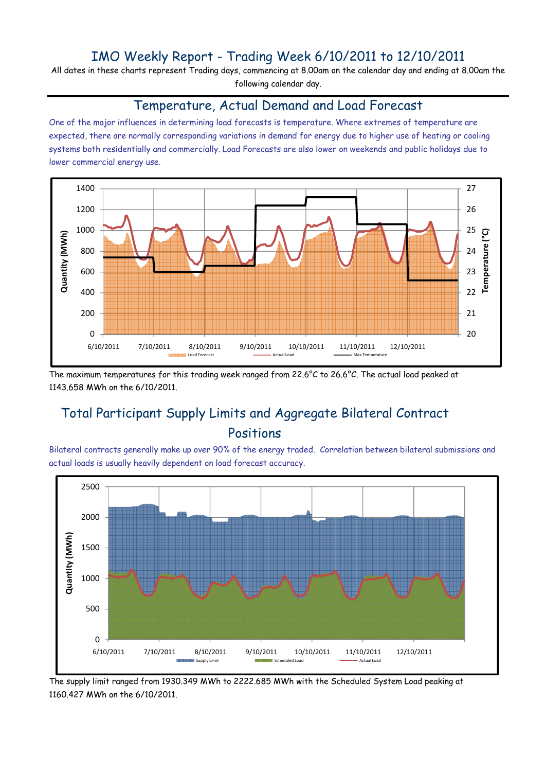# IMO Weekly Report - Trading Week 6/10/2011 to 12/10/2011

All dates in these charts represent Trading days, commencing at 8.00am on the calendar day and ending at 8.00am the following calendar day.

## Temperature, Actual Demand and Load Forecast

One of the major influences in determining load forecasts is temperature. Where extremes of temperature are expected, there are normally corresponding variations in demand for energy due to higher use of heating or cooling systems both residentially and commercially. Load Forecasts are also lower on weekends and public holidays due to lower commercial energy use.

The maximum temperatures for this trading week ranged from 22.6°C to 26.6°C. The actual load peaked at 1143.658 MWh on the 6/10/2011.

## Total Participant Supply Limits and Aggregate Bilateral Contract Positions

Bilateral contracts generally make up over 90% of the energy traded. Correlation between bilateral submissions and actual loads is usually heavily dependent on load forecast accuracy.

The supply limit ranged from 1930.349 MWh to 2222.685 MWh with the Scheduled System Load peaking at 1160.427 MWh on the 6/10/2011.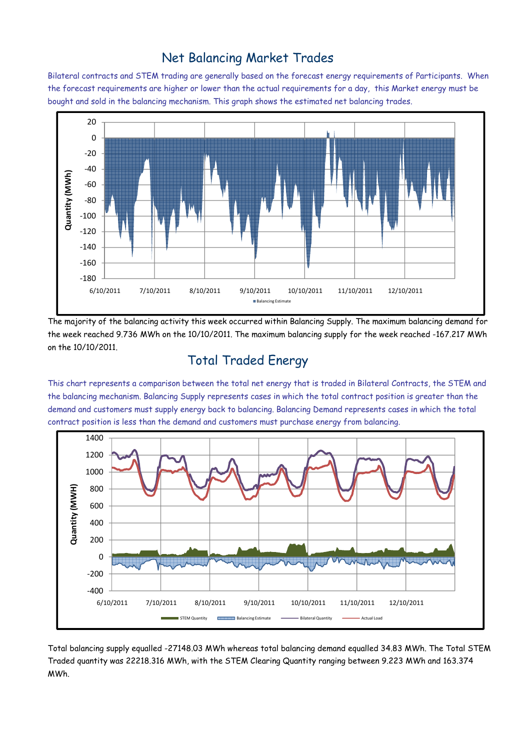## Net Balancing Market Trades

Bilateral contracts and STEM trading are generally based on the forecast energy requirements of Participants. When the forecast requirements are higher or lower than the actual requirements for a day, this Market energy must be bought and sold in the balancing mechanism. This graph shows the estimated net balancing trades.

The majority of the balancing activity this week occurred within Balancing Supply. The maximum balancing demand for the week reached 9.736 MWh on the 10/10/2011. The maximum balancing supply for the week reached -167.217 MWh on the 10/10/2011.

## Total Traded Energy

This chart represents a comparison between the total net energy that is traded in Bilateral Contracts, the STEM and the balancing mechanism. Balancing Supply represents cases in which the total contract position is greater than the demand and customers must supply energy back to balancing. Balancing Demand represents cases in which the total contract position is less than the demand and customers must purchase energy from balancing.

Total balancing supply equalled -27148.03 MWh whereas total balancing demand equalled 34.83 MWh. The Total STEM Traded quantity was 22218.316 MWh, with the STEM Clearing Quantity ranging between 9.223 MWh and 163.374 MWh.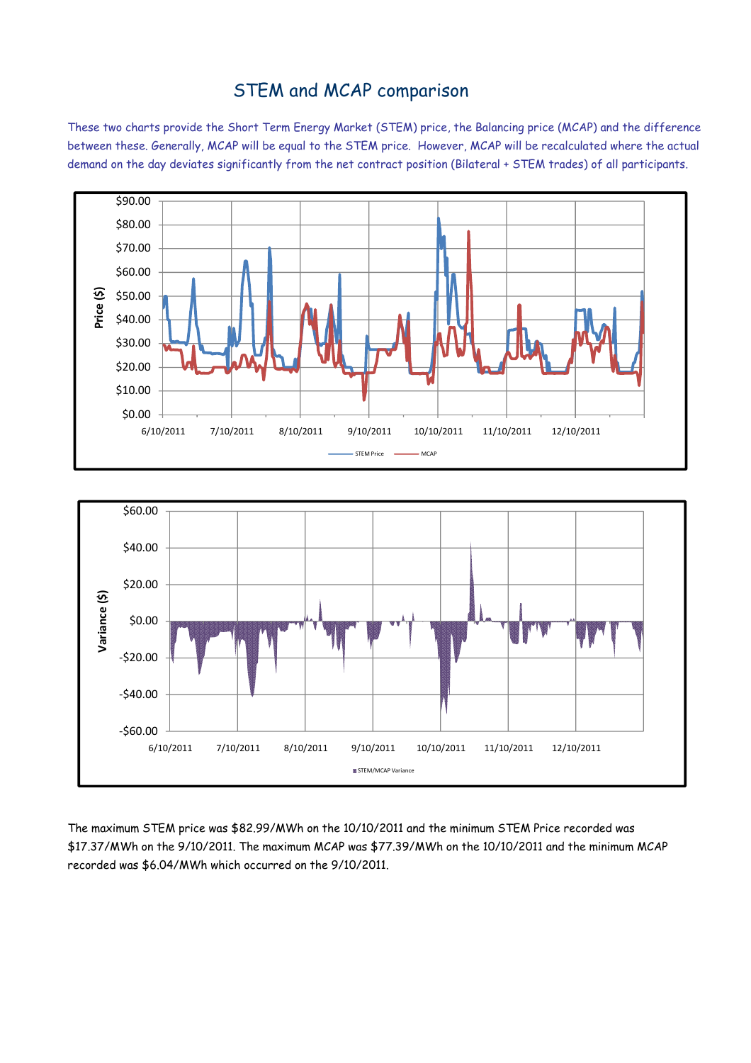# STEM and MCAP comparison

These two charts provide the Short Term Energy Market (STEM) price, the Balancing price (MCAP) and the difference between these. Generally, MCAP will be equal to the STEM price. However, MCAP will be recalculated where the actual demand on the day deviates significantly from the net contract position (Bilateral + STEM trades) of all participants.

Price ($)

$90.00
$80.00
$70.00
$60.00
$50.00
$40.00
$30.00
$20.00
$10.00
$0.00

6/10/2011 7/10/2011 8/10/2011 9/10/2011 10/10/2011 11/10/2011 12/10/2011

STEM Price MCAP

Variance ($)

$60.00
$40.00
$20.00
$0.00
-$20.00
-$40.00
-$60.00

6/10/2011 7/10/2011 8/10/2011 9/10/2011 10/10/2011 11/10/2011 12/10/2011

STEM/MCAP Variance

The maximum STEM price was $82.99/MWh on the 10/10/2011 and the minimum STEM Price recorded was $17.37/MWh on the 9/10/2011. The maximum MCAP was $77.39/MWh on the 10/10/2011 and the minimum MCAP recorded was $6.04/MWh which occurred on the 9/10/2011.